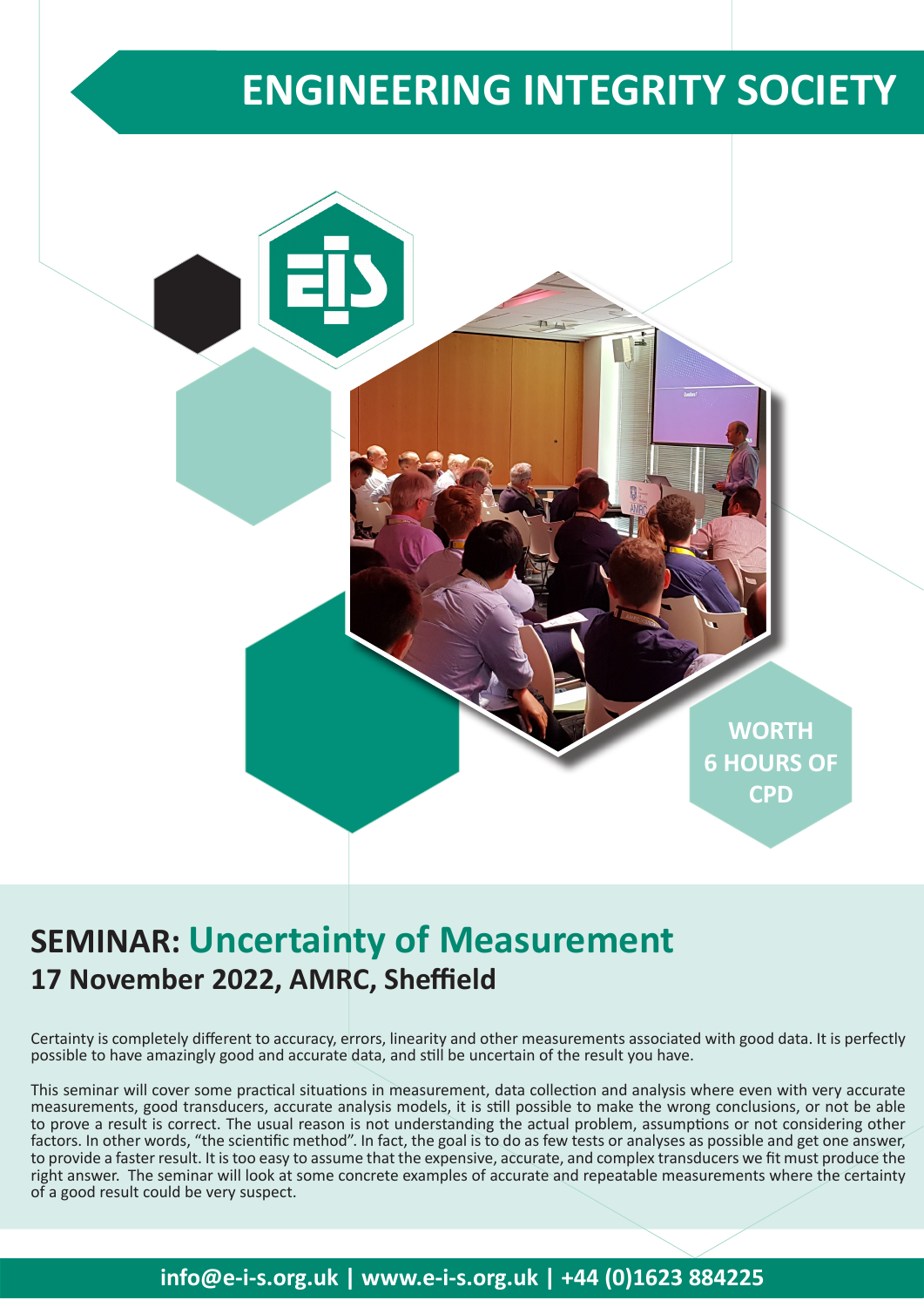# ENGINEERING INTEGRITY SOCIETY

**WORTH 6 HOURS OF CPD**

## SEMINAR: Uncertainty of Measurement

### 17 November 2022, AMRC, Sheffield

Certainty is completely different to accuracy, errors, linearity and other measurements associated with good data. It is perfectly possible to have amazingly good and accurate data, and still be uncertain of the result you have.

This seminar will cover some practical situations in measurement, data collection and analysis where even with very accurate measurements, good transducers, accurate analysis models, it is still possible to make the wrong conclusions, or not be able to prove a result is correct. The usual reason is not understanding the actual problem, assumptions or not considering other factors. In other words, "the scientific method". In fact, the goal is to do as few tests or analyses as possible and get one answer, to provide a faster result. It is too easy to assume that the expensive, accurate, and complex transducers we fit must produce the right answer. The seminar will look at some concrete examples of accurate and repeatable measurements where the certainty of a good result could be very suspect.

**info@e-i-s.org.uk | www.e-i-s.org.uk | +44 (0)1623 884225**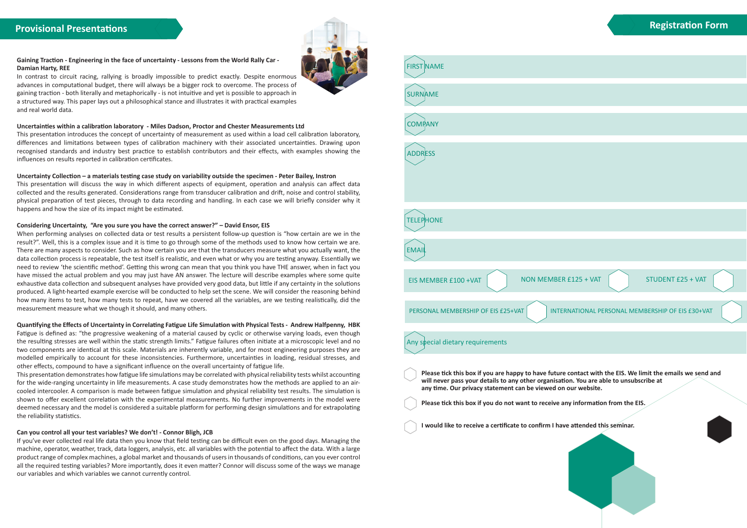## Provisional Presentations

**Gaining Traction - Engineering in the face of uncertainty - Lessons from the World Rally Car - Damian Harty, REE**

In contrast to circuit racing, rallying is broadly impossible to predict exactly. Despite enormous advances in computational budget, there will always be a bigger rock to overcome. The process of gaining traction - both literally and metaphorically - is not intuitive and yet is possible to approach in a structured way. This paper lays out a philosophical stance and illustrates it with practical examples and real world data.

**Uncertainties within a calibration laboratory - Miles Dadson, Proctor and Chester Measurements Ltd**

This presentation introduces the concept of uncertainty of measurement as used within a load cell calibration laboratory, differences and limitations between types of calibration machinery with their associated uncertainties. Drawing upon recognised standards and industry best practice to establish contributors and their effects, with examples showing the influences on results reported in calibration certificates.

**Uncertainty Collection – a materials testing case study on variability outside the specimen - Peter Bailey, Instron**

This presentation will discuss the way in which different aspects of equipment, operation and analysis can affect data collected and the results generated. Considerations range from transducer calibration and drift, noise and control stability, physical preparation of test pieces, through to data recording and handling. In each case we will briefly consider why it happens and how the size of its impact might be estimated.

**Considering Uncertainty, "Are you sure you have the correct answer?" – David Ensor, EIS**

When performing analyses on collected data or test results a persistent follow-up question is "how certain are we in the result?". Well, this is a complex issue and it is time to go through some of the methods used to know how certain we are. There are many aspects to consider. Such as how certain you are that the transducers measure what you actually want, the data collection process is repeatable, the test itself is realistic, and even what or why you are testing anyway. Essentially we need to review 'the scientific method'. Getting this wrong can mean that you think you have THE answer, when in fact you have missed the actual problem and you may just have AN answer. The lecture will describe examples where some quite exhaustive data collection and subsequent analyses have provided very good data, but little if any certainty in the solutions produced. A light-hearted example exercise will be conducted to help set the scene. We will consider the reasoning behind how many items to test, how many tests to repeat, have we covered all the variables, are we testing realistically, did the measurement measure what we though it should, and many others.

**Quantifying the Effects of Uncertainty in Correlating Fatigue Life Simulation with Physical Tests - Andrew Halfpenny, HBK**

Fatigue is defined as: "the progressive weakening of a material caused by cyclic or otherwise varying loads, even though the resulting stresses are well within the static strength limits." Fatigue failures often initiate at a microscopic level and no two components are identical at this scale. Materials are inherently variable, and for most engineering purposes they are modelled empirically to account for these inconsistencies. Furthermore, uncertainties in loading, residual stresses, and other effects, compound to have a significant influence on the overall uncertainty of fatigue life.

This presentation demonstrates how fatigue life simulations may be correlated with physical reliability tests whilst accounting for the wide-ranging uncertainty in life measurements. A case study demonstrates how the methods are applied to an air-cooled intercooler. A comparison is made between fatigue simulation and physical reliability test results. The simulation is shown to offer excellent correlation with the experimental measurements. No further improvements in the model were deemed necessary and the model is considered a suitable platform for performing design simulations and for extrapolating the reliability statistics.

**Can you control all your test variables? We don't! - Connor Bligh, JCB**

If you've ever collected real life data then you know that field testing can be difficult even on the good days. Managing the machine, operator, weather, track, data loggers, analysis, etc. all variables with the potential to affect the data. With a large product range of complex machines, a global market and thousands of users in thousands of conditions, can you ever control all the required testing variables? More importantly, does it even matter? Connor will discuss some of the ways we manage our variables and which variables we cannot currently control.

## Registration Form

FIRST NAME

SURNAME

COMPANY

ADDRESS

TELEPHONE

EMAIL

EIS MEMBER £100 +VAT ☐ NON MEMBER £125 + VAT ☐ STUDENT £25 + VAT ☐

PERSONAL MEMBERSHIP OF EIS £25+VAT ☐ INTERNATIONAL PERSONAL MEMBERSHIP OF EIS £30+VAT ☐

Any special dietary requirements

☐ **Please tick this box if you are happy to have future contact with the EIS. We limit the emails we send and will never pass your details to any other organisation. You are able to unsubscribe at any time. Our privacy statement can be viewed on our website.**

☐ **Please tick this box if you do not want to receive any information from the EIS.**

☐ **I would like to receive a certificate to confirm I have attended this seminar.**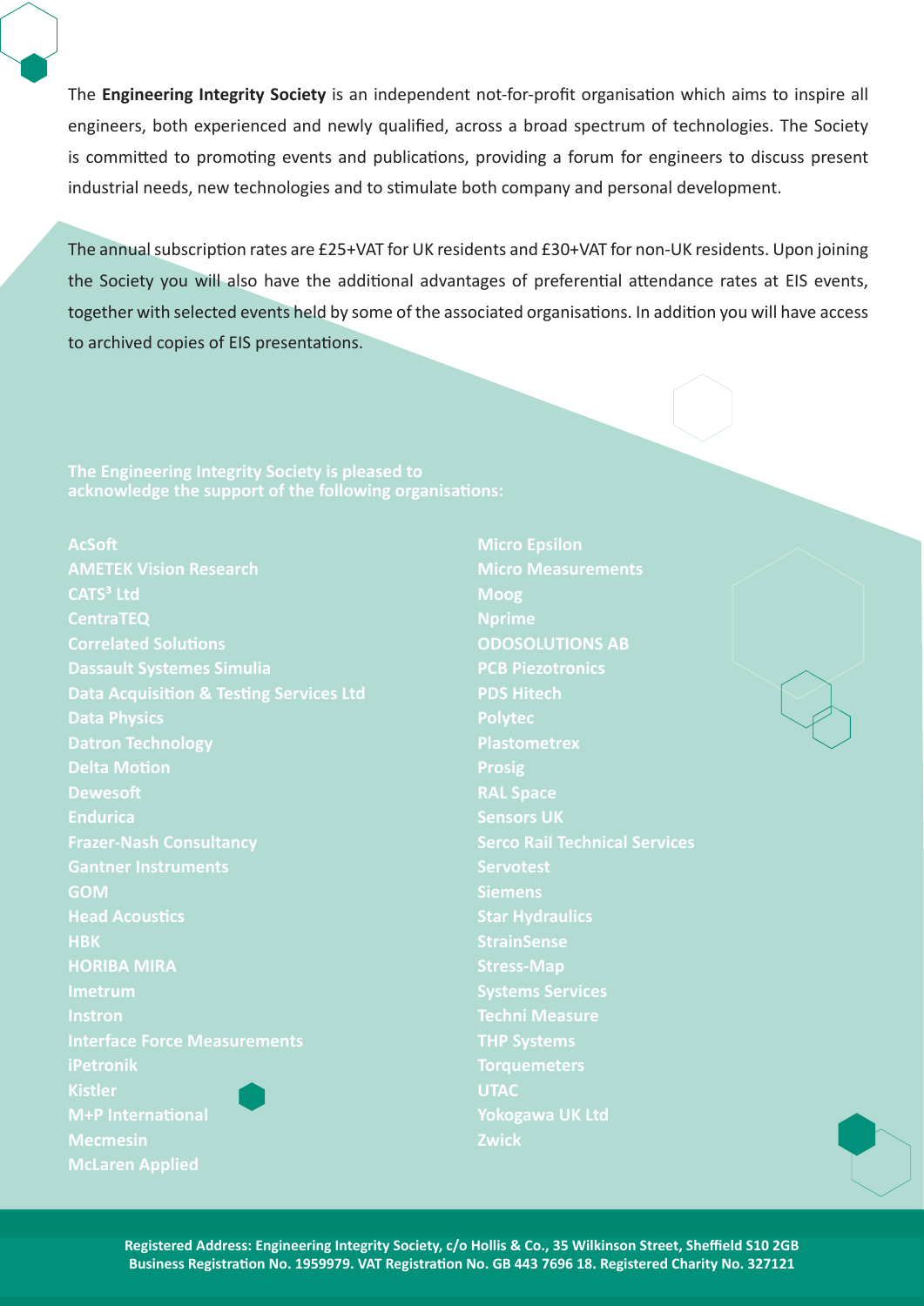The **Engineering Integrity Society** is an independent not-for-profit organisation which aims to inspire all engineers, both experienced and newly qualified, across a broad spectrum of technologies. The Society is committed to promoting events and publications, providing a forum for engineers to discuss present industrial needs, new technologies and to stimulate both company and personal development.

The annual subscription rates are £25+VAT for UK residents and £30+VAT for non-UK residents. Upon joining the Society you will also have the additional advantages of preferential attendance rates at EIS events, together with selected events held by some of the associated organisations. In addition you will have access to archived copies of EIS presentations.

**The Engineering Integrity Society is pleased to acknowledge the support of the following organisations:**

- AcSoft
- AMETEK Vision Research
- CATS³ Ltd
- CentraTEQ
- Correlated Solutions
- Dassault Systemes Simulia
- Data Acquisition & Testing Services Ltd
- Data Physics
- Datron Technology
- Delta Motion
- Dewesoft
- Endurica
- Frazer-Nash Consultancy
- Gantner Instruments
- GOM
- Head Acoustics
- HBK
- HORIBA MIRA
- Imetrum
- Instron
- Interface Force Measurements
- iPetronik
- Kistler
- M+P International
- Mecmesin
- McLaren Applied
- Micro Epsilon
- Micro Measurements
- Moog
- Nprime
- ODOSOLUTIONS AB
- PCB Piezotronics
- PDS Hitech
- Polytec
- Plastometrex
- Prosig
- RAL Space
- Sensors UK
- Serco Rail Technical Services
- Servotest
- Siemens
- Star Hydraulics
- StrainSense
- Stress-Map
- Systems Services
- Techni Measure
- THP Systems
- Torquemeters
- UTAC
- Yokogawa UK Ltd
- Zwick

**Registered Address: Engineering Integrity Society, c/o Hollis & Co., 35 Wilkinson Street, Sheffield S10 2GB**
**Business Registration No. 1959979. VAT Registration No. GB 443 7696 18. Registered Charity No. 327121**